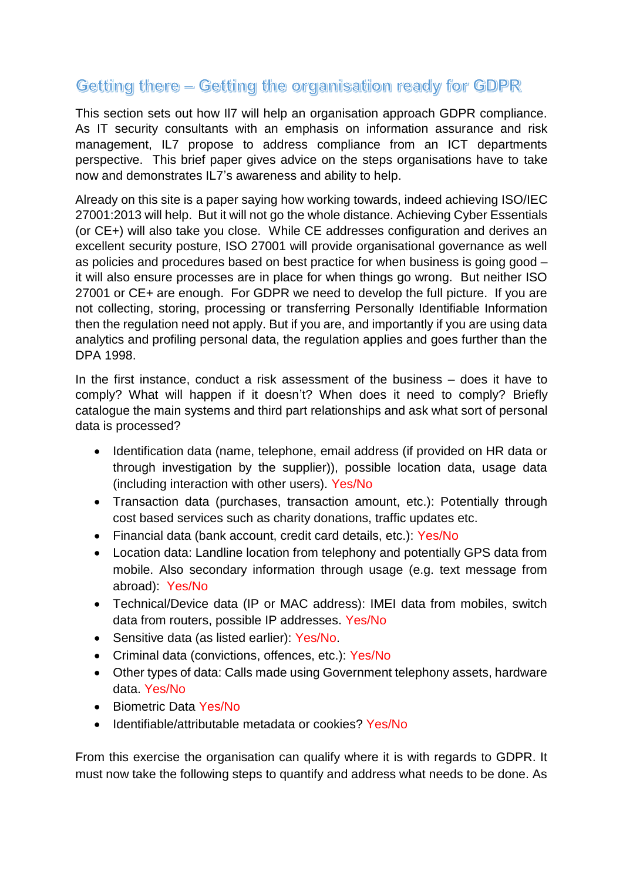# Getting there – Getting the organisation ready for GDPR

This section sets out how Il7 will help an organisation approach GDPR compliance. As IT security consultants with an emphasis on information assurance and risk management, IL7 propose to address compliance from an ICT departments perspective. This brief paper gives advice on the steps organisations have to take now and demonstrates IL7's awareness and ability to help.

Already on this site is a paper saying how working towards, indeed achieving ISO/IEC 27001:2013 will help. But it will not go the whole distance. Achieving Cyber Essentials (or CE+) will also take you close. While CE addresses configuration and derives an excellent security posture, ISO 27001 will provide organisational governance as well as policies and procedures based on best practice for when business is going good – it will also ensure processes are in place for when things go wrong. But neither ISO 27001 or CE+ are enough. For GDPR we need to develop the full picture. If you are not collecting, storing, processing or transferring Personally Identifiable Information then the regulation need not apply. But if you are, and importantly if you are using data analytics and profiling personal data, the regulation applies and goes further than the DPA 1998.

In the first instance, conduct a risk assessment of the business – does it have to comply? What will happen if it doesn't? When does it need to comply? Briefly catalogue the main systems and third part relationships and ask what sort of personal data is processed?

- Identification data (name, telephone, email address (if provided on HR data or through investigation by the supplier)), possible location data, usage data (including interaction with other users). Yes/No
- Transaction data (purchases, transaction amount, etc.): Potentially through cost based services such as charity donations, traffic updates etc.
- Financial data (bank account, credit card details, etc.): Yes/No
- Location data: Landline location from telephony and potentially GPS data from mobile. Also secondary information through usage (e.g. text message from abroad): Yes/No
- Technical/Device data (IP or MAC address): IMEI data from mobiles, switch data from routers, possible IP addresses. Yes/No
- Sensitive data (as listed earlier): Yes/No.
- Criminal data (convictions, offences, etc.): Yes/No
- Other types of data: Calls made using Government telephony assets, hardware data. Yes/No
- Biometric Data Yes/No
- Identifiable/attributable metadata or cookies? Yes/No

From this exercise the organisation can qualify where it is with regards to GDPR. It must now take the following steps to quantify and address what needs to be done. As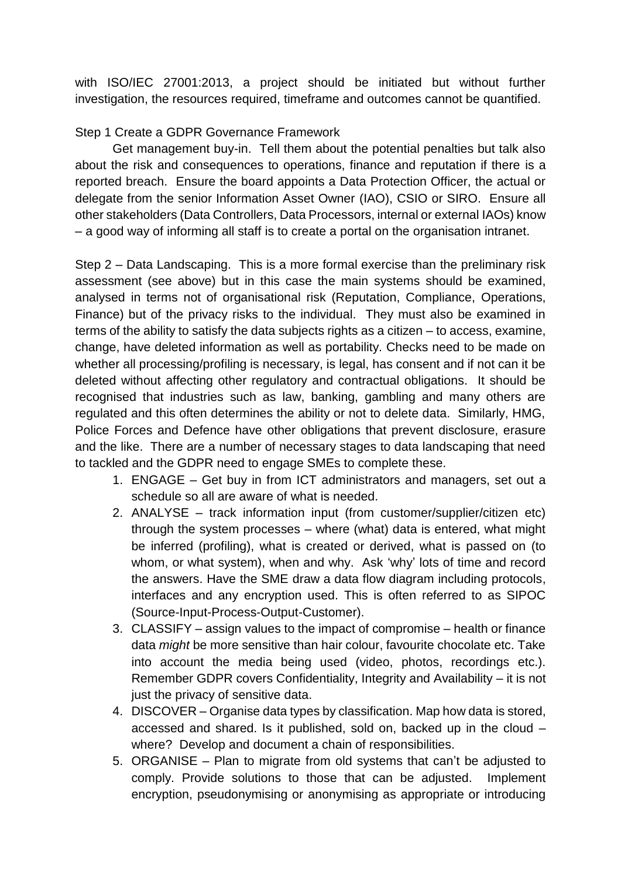with ISO/IEC 27001:2013, a project should be initiated but without further investigation, the resources required, timeframe and outcomes cannot be quantified.

Step 1 Create a GDPR Governance Framework

Get management buy-in. Tell them about the potential penalties but talk also about the risk and consequences to operations, finance and reputation if there is a reported breach. Ensure the board appoints a Data Protection Officer, the actual or delegate from the senior Information Asset Owner (IAO), CSIO or SIRO. Ensure all other stakeholders (Data Controllers, Data Processors, internal or external IAOs) know – a good way of informing all staff is to create a portal on the organisation intranet.

Step 2 – Data Landscaping. This is a more formal exercise than the preliminary risk assessment (see above) but in this case the main systems should be examined, analysed in terms not of organisational risk (Reputation, Compliance, Operations, Finance) but of the privacy risks to the individual. They must also be examined in terms of the ability to satisfy the data subjects rights as a citizen – to access, examine, change, have deleted information as well as portability. Checks need to be made on whether all processing/profiling is necessary, is legal, has consent and if not can it be deleted without affecting other regulatory and contractual obligations. It should be recognised that industries such as law, banking, gambling and many others are regulated and this often determines the ability or not to delete data. Similarly, HMG, Police Forces and Defence have other obligations that prevent disclosure, erasure and the like. There are a number of necessary stages to data landscaping that need to tackled and the GDPR need to engage SMEs to complete these.

1. ENGAGE – Get buy in from ICT administrators and managers, set out a schedule so all are aware of what is needed.
2. ANALYSE – track information input (from customer/supplier/citizen etc) through the system processes – where (what) data is entered, what might be inferred (profiling), what is created or derived, what is passed on (to whom, or what system), when and why. Ask 'why' lots of time and record the answers. Have the SME draw a data flow diagram including protocols, interfaces and any encryption used. This is often referred to as SIPOC (Source-Input-Process-Output-Customer).
3. CLASSIFY – assign values to the impact of compromise – health or finance data *might* be more sensitive than hair colour, favourite chocolate etc. Take into account the media being used (video, photos, recordings etc.). Remember GDPR covers Confidentiality, Integrity and Availability – it is not just the privacy of sensitive data.
4. DISCOVER – Organise data types by classification. Map how data is stored, accessed and shared. Is it published, sold on, backed up in the cloud – where? Develop and document a chain of responsibilities.
5. ORGANISE – Plan to migrate from old systems that can't be adjusted to comply. Provide solutions to those that can be adjusted. Implement encryption, pseudonymising or anonymising as appropriate or introducing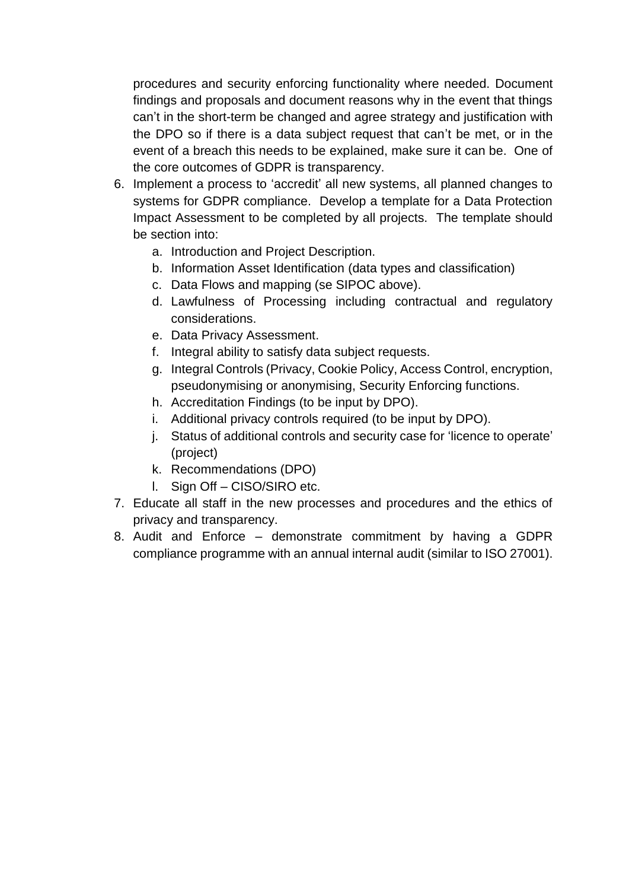procedures and security enforcing functionality where needed. Document findings and proposals and document reasons why in the event that things can't in the short-term be changed and agree strategy and justification with the DPO so if there is a data subject request that can't be met, or in the event of a breach this needs to be explained, make sure it can be. One of the core outcomes of GDPR is transparency.

6. Implement a process to 'accredit' all new systems, all planned changes to systems for GDPR compliance. Develop a template for a Data Protection Impact Assessment to be completed by all projects. The template should be section into:
    a. Introduction and Project Description.
    b. Information Asset Identification (data types and classification)
    c. Data Flows and mapping (se SIPOC above).
    d. Lawfulness of Processing including contractual and regulatory considerations.
    e. Data Privacy Assessment.
    f. Integral ability to satisfy data subject requests.
    g. Integral Controls (Privacy, Cookie Policy, Access Control, encryption, pseudonymising or anonymising, Security Enforcing functions.
    h. Accreditation Findings (to be input by DPO).
    i. Additional privacy controls required (to be input by DPO).
    j. Status of additional controls and security case for 'licence to operate' (project)
    k. Recommendations (DPO)
    l. Sign Off – CISO/SIRO etc.
7. Educate all staff in the new processes and procedures and the ethics of privacy and transparency.
8. Audit and Enforce – demonstrate commitment by having a GDPR compliance programme with an annual internal audit (similar to ISO 27001).